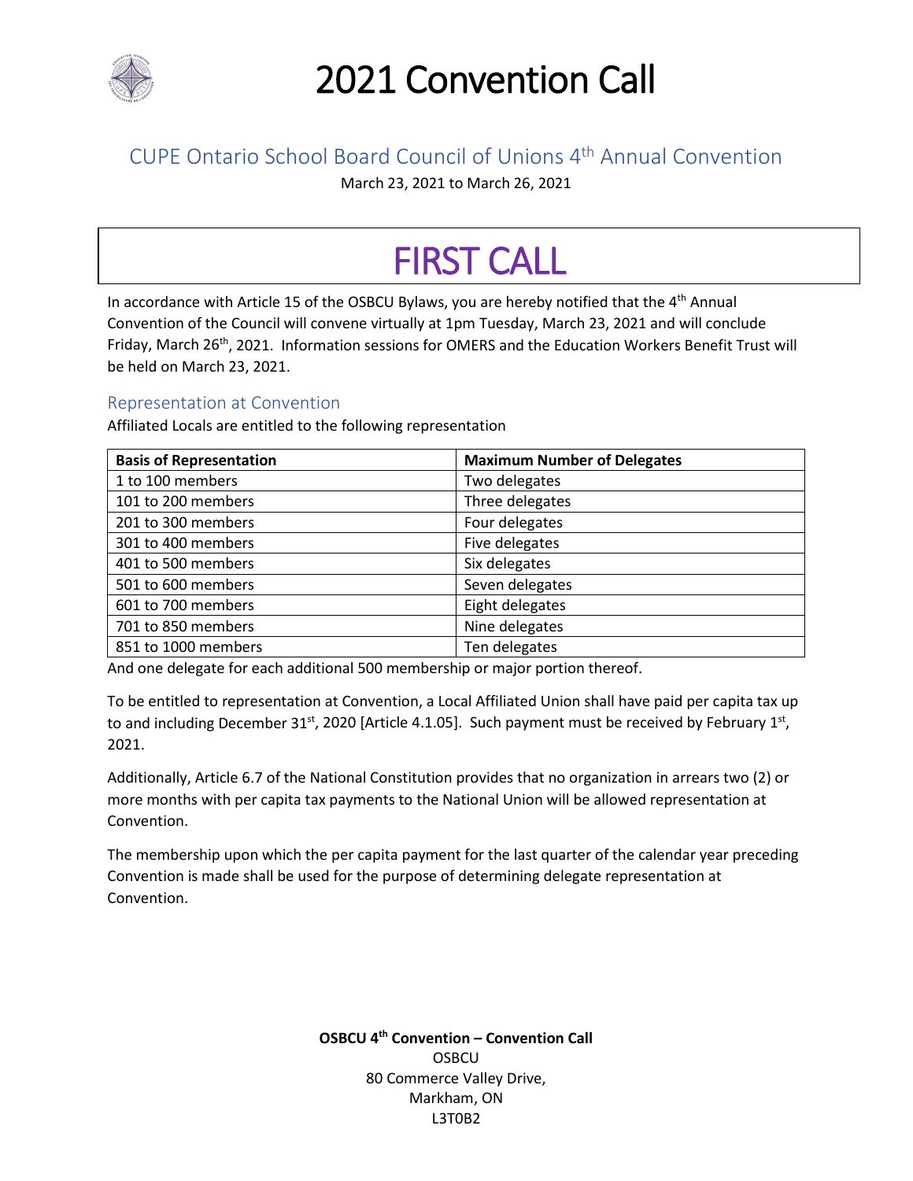# 2021 Convention Call

## CUPE Ontario School Board Council of Unions 4th Annual Convention

March 23, 2021 to March 26, 2021

# FIRST CALL

In accordance with Article 15 of the OSBCU Bylaws, you are hereby notified that the 4th Annual Convention of the Council will convene virtually at 1pm Tuesday, March 23, 2021 and will conclude Friday, March 26th, 2021. Information sessions for OMERS and the Education Workers Benefit Trust will be held on March 23, 2021.

### Representation at Convention

Affiliated Locals are entitled to the following representation

| Basis of Representation | Maximum Number of Delegates |
|---|---|
| 1 to 100 members | Two delegates |
| 101 to 200 members | Three delegates |
| 201 to 300 members | Four delegates |
| 301 to 400 members | Five delegates |
| 401 to 500 members | Six delegates |
| 501 to 600 members | Seven delegates |
| 601 to 700 members | Eight delegates |
| 701 to 850 members | Nine delegates |
| 851 to 1000 members | Ten delegates |

And one delegate for each additional 500 membership or major portion thereof.

To be entitled to representation at Convention, a Local Affiliated Union shall have paid per capita tax up to and including December 31st, 2020 [Article 4.1.05]. Such payment must be received by February 1st, 2021.

Additionally, Article 6.7 of the National Constitution provides that no organization in arrears two (2) or more months with per capita tax payments to the National Union will be allowed representation at Convention.

The membership upon which the per capita payment for the last quarter of the calendar year preceding Convention is made shall be used for the purpose of determining delegate representation at Convention.

**OSBCU 4th Convention – Convention Call**
OSBCU
80 Commerce Valley Drive,
Markham, ON
L3T0B2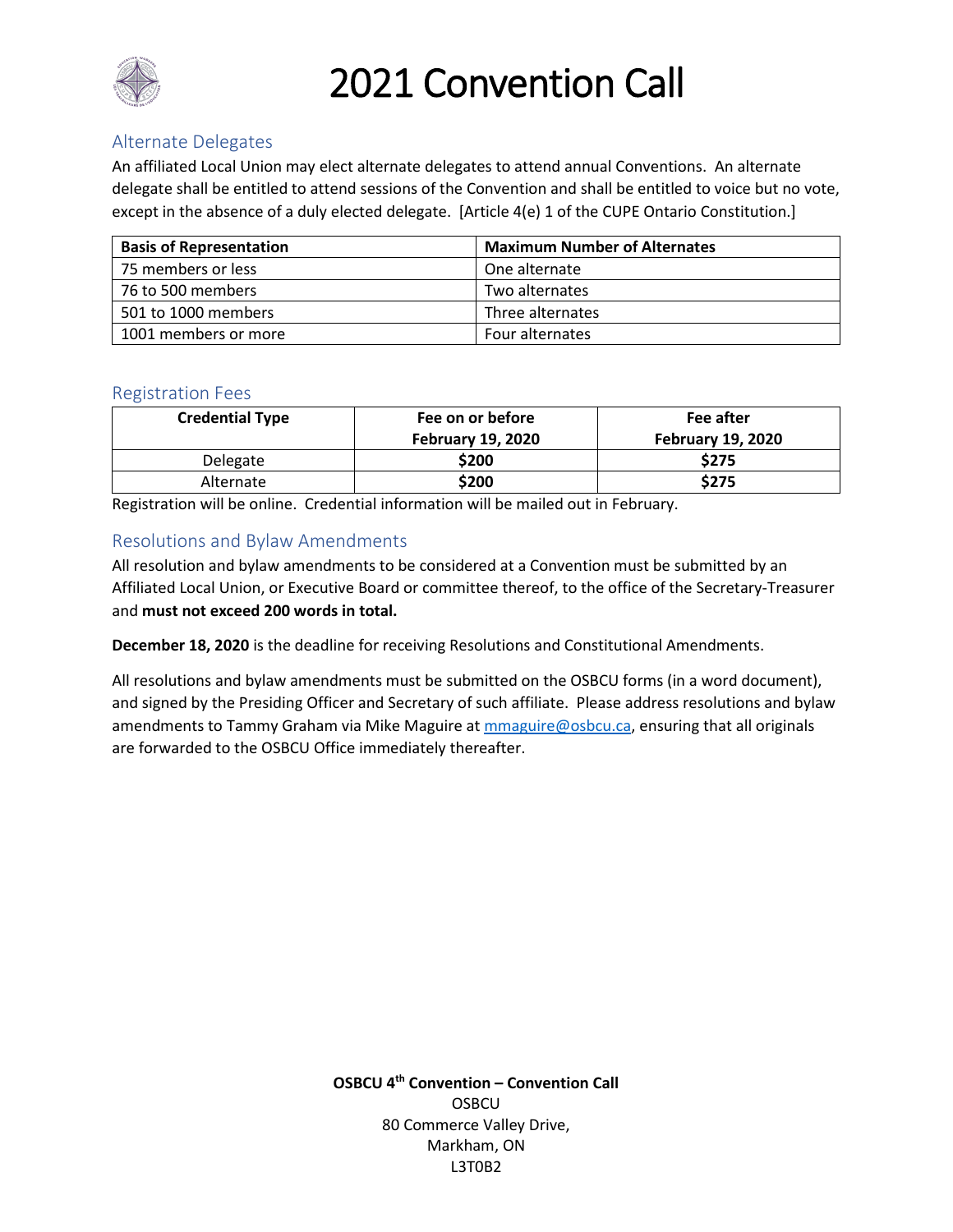# 2021 Convention Call

## Alternate Delegates

An affiliated Local Union may elect alternate delegates to attend annual Conventions. An alternate delegate shall be entitled to attend sessions of the Convention and shall be entitled to voice but no vote, except in the absence of a duly elected delegate. [Article 4(e) 1 of the CUPE Ontario Constitution.]

| Basis of Representation | Maximum Number of Alternates |
|---|---|
| 75 members or less | One alternate |
| 76 to 500 members | Two alternates |
| 501 to 1000 members | Three alternates |
| 1001 members or more | Four alternates |

## Registration Fees

| Credential Type | Fee on or before February 19, 2020 | Fee after February 19, 2020 |
|---|---|---|
| Delegate | **$200** | **$275** |
| Alternate | **$200** | **$275** |

Registration will be online. Credential information will be mailed out in February.

## Resolutions and Bylaw Amendments

All resolution and bylaw amendments to be considered at a Convention must be submitted by an Affiliated Local Union, or Executive Board or committee thereof, to the office of the Secretary-Treasurer and **must not exceed 200 words in total.**

**December 18, 2020** is the deadline for receiving Resolutions and Constitutional Amendments.

All resolutions and bylaw amendments must be submitted on the OSBCU forms (in a word document), and signed by the Presiding Officer and Secretary of such affiliate. Please address resolutions and bylaw amendments to Tammy Graham via Mike Maguire at mmaguire@osbcu.ca, ensuring that all originals are forwarded to the OSBCU Office immediately thereafter.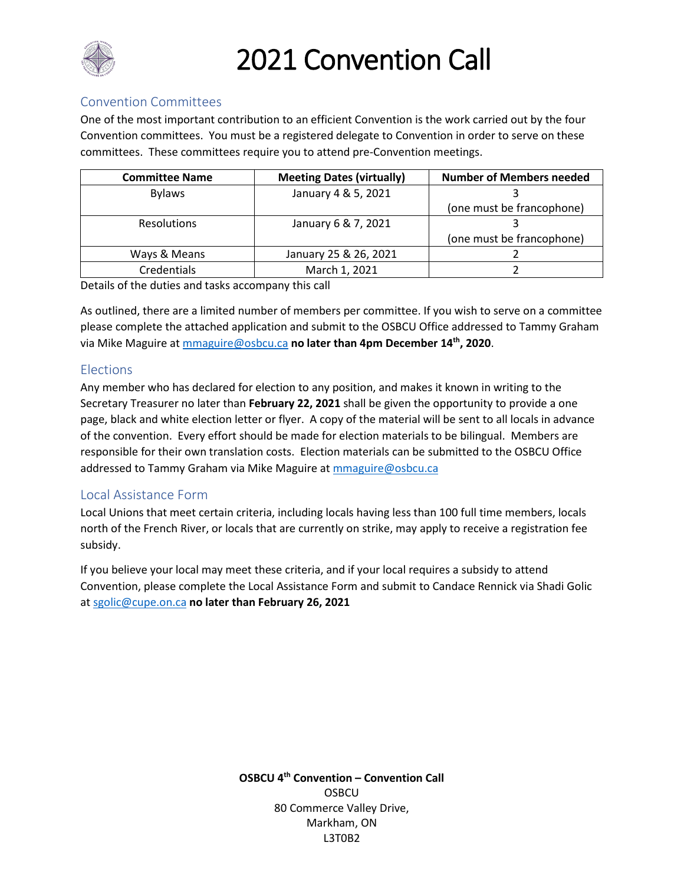# 2021 Convention Call

## Convention Committees

One of the most important contribution to an efficient Convention is the work carried out by the four Convention committees. You must be a registered delegate to Convention in order to serve on these committees. These committees require you to attend pre-Convention meetings.

| Committee Name | Meeting Dates (virtually) | Number of Members needed |
|---|---|---|
| Bylaws | January 4 & 5, 2021 | 3 (one must be francophone) |
| Resolutions | January 6 & 7, 2021 | 3 (one must be francophone) |
| Ways & Means | January 25 & 26, 2021 | 2 |
| Credentials | March 1, 2021 | 2 |

Details of the duties and tasks accompany this call

As outlined, there are a limited number of members per committee. If you wish to serve on a committee please complete the attached application and submit to the OSBCU Office addressed to Tammy Graham via Mike Maguire at mmaguire@osbcu.ca **no later than 4pm December 14th, 2020**.

## Elections

Any member who has declared for election to any position, and makes it known in writing to the Secretary Treasurer no later than **February 22, 2021** shall be given the opportunity to provide a one page, black and white election letter or flyer. A copy of the material will be sent to all locals in advance of the convention. Every effort should be made for election materials to be bilingual. Members are responsible for their own translation costs. Election materials can be submitted to the OSBCU Office addressed to Tammy Graham via Mike Maguire at mmaguire@osbcu.ca

## Local Assistance Form

Local Unions that meet certain criteria, including locals having less than 100 full time members, locals north of the French River, or locals that are currently on strike, may apply to receive a registration fee subsidy.

If you believe your local may meet these criteria, and if your local requires a subsidy to attend Convention, please complete the Local Assistance Form and submit to Candace Rennick via Shadi Golic at sgolic@cupe.on.ca **no later than February 26, 2021**

**OSBCU 4th Convention – Convention Call**
OSBCU
80 Commerce Valley Drive,
Markham, ON
L3T0B2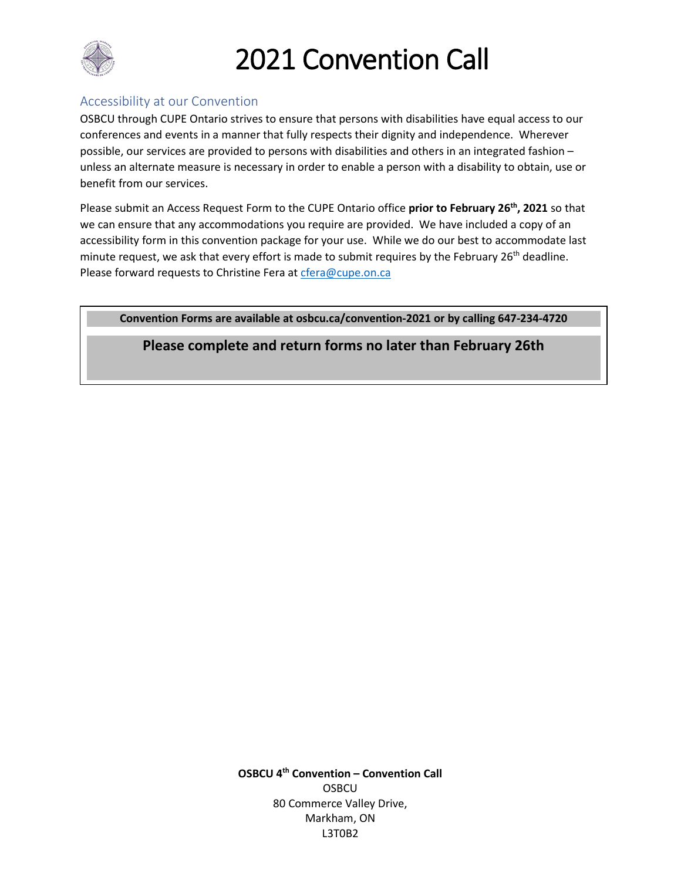# 2021 Convention Call

## Accessibility at our Convention

OSBCU through CUPE Ontario strives to ensure that persons with disabilities have equal access to our conferences and events in a manner that fully respects their dignity and independence. Wherever possible, our services are provided to persons with disabilities and others in an integrated fashion – unless an alternate measure is necessary in order to enable a person with a disability to obtain, use or benefit from our services.

Please submit an Access Request Form to the CUPE Ontario office **prior to February 26th, 2021** so that we can ensure that any accommodations you require are provided. We have included a copy of an accessibility form in this convention package for your use. While we do our best to accommodate last minute request, we ask that every effort is made to submit requires by the February 26th deadline. Please forward requests to Christine Fera at cfera@cupe.on.ca

**Convention Forms are available at osbcu.ca/convention-2021 or by calling 647-234-4720**

**Please complete and return forms no later than February 26th**

**OSBCU 4th Convention – Convention Call**
OSBCU
80 Commerce Valley Drive,
Markham, ON
L3T0B2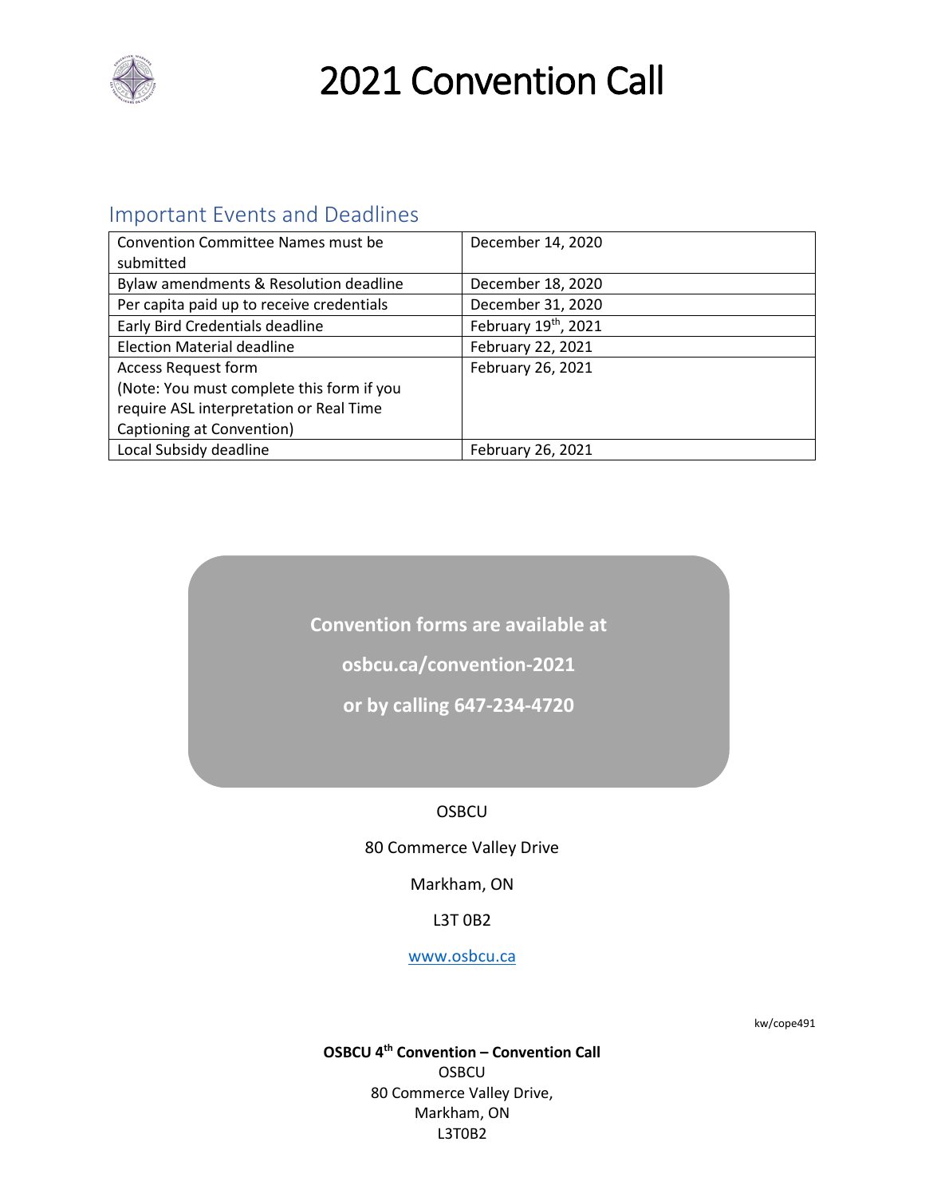# 2021 Convention Call

## Important Events and Deadlines

| | |
|---|---|
| Convention Committee Names must be submitted | December 14, 2020 |
| Bylaw amendments & Resolution deadline | December 18, 2020 |
| Per capita paid up to receive credentials | December 31, 2020 |
| Early Bird Credentials deadline | February 19th, 2021 |
| Election Material deadline | February 22, 2021 |
| Access Request form (Note: You must complete this form if you require ASL interpretation or Real Time Captioning at Convention) | February 26, 2021 |
| Local Subsidy deadline | February 26, 2021 |

**Convention forms are available at**

**osbcu.ca/convention-2021**

**or by calling 647-234-4720**

OSBCU

80 Commerce Valley Drive

Markham, ON

L3T 0B2

www.osbcu.ca

kw/cope491

**OSBCU 4th Convention – Convention Call**
OSBCU
80 Commerce Valley Drive,
Markham, ON
L3T0B2